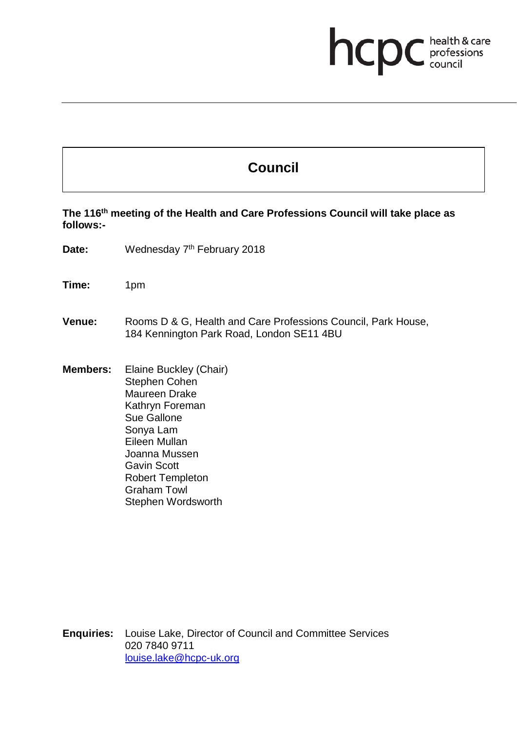hcpc health & care professions council

# Council

**The 116th meeting of the Health and Care Professions Council will take place as follows:-**

**Date:** Wednesday 7th February 2018

**Time:** 1pm

**Venue:** Rooms D & G, Health and Care Professions Council, Park House, 184 Kennington Park Road, London SE11 4BU

**Members:** Elaine Buckley (Chair)
Stephen Cohen
Maureen Drake
Kathryn Foreman
Sue Gallone
Sonya Lam
Eileen Mullan
Joanna Mussen
Gavin Scott
Robert Templeton
Graham Towl
Stephen Wordsworth

**Enquiries:** Louise Lake, Director of Council and Committee Services
020 7840 9711
louise.lake@hcpc-uk.org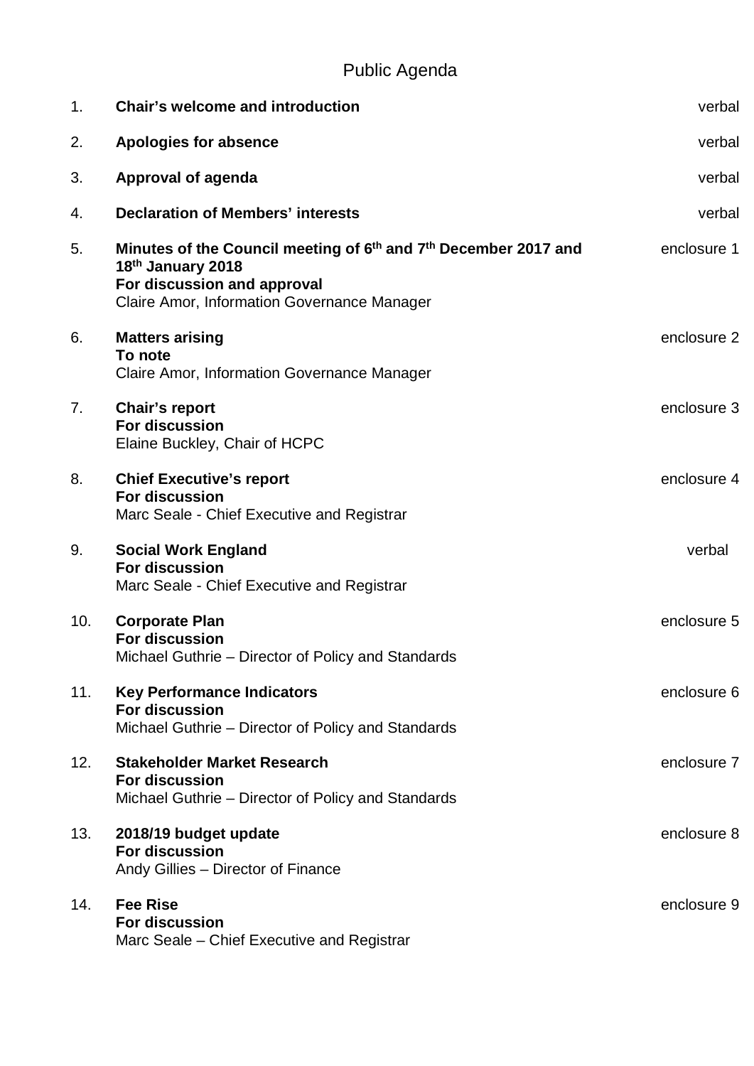# Public Agenda

1. **Chair's welcome and introduction** — verbal

2. **Apologies for absence** — verbal

3. **Approval of agenda** — verbal

4. **Declaration of Members' interests** — verbal

5. **Minutes of the Council meeting of 6th and 7th December 2017 and 18th January 2018** — enclosure 1
   **For discussion and approval**
   Claire Amor, Information Governance Manager

6. **Matters arising** — enclosure 2
   **To note**
   Claire Amor, Information Governance Manager

7. **Chair's report** — enclosure 3
   **For discussion**
   Elaine Buckley, Chair of HCPC

8. **Chief Executive's report** — enclosure 4
   **For discussion**
   Marc Seale - Chief Executive and Registrar

9. **Social Work England** — verbal
   **For discussion**
   Marc Seale - Chief Executive and Registrar

10. **Corporate Plan** — enclosure 5
    **For discussion**
    Michael Guthrie – Director of Policy and Standards

11. **Key Performance Indicators** — enclosure 6
    **For discussion**
    Michael Guthrie – Director of Policy and Standards

12. **Stakeholder Market Research** — enclosure 7
    **For discussion**
    Michael Guthrie – Director of Policy and Standards

13. **2018/19 budget update** — enclosure 8
    **For discussion**
    Andy Gillies – Director of Finance

14. **Fee Rise** — enclosure 9
    **For discussion**
    Marc Seale – Chief Executive and Registrar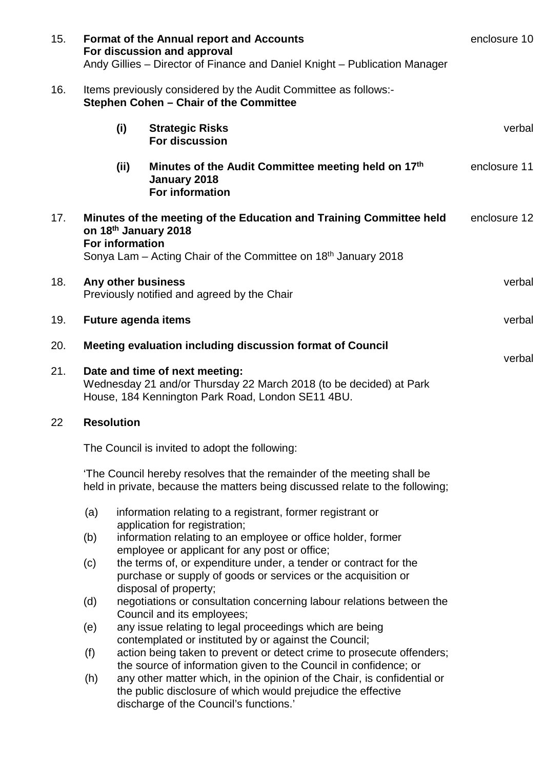15. **Format of the Annual report and Accounts** — enclosure 10
    **For discussion and approval**
    Andy Gillies – Director of Finance and Daniel Knight – Publication Manager

16. Items previously considered by the Audit Committee as follows:-
    **Stephen Cohen – Chair of the Committee**

    **(i) Strategic Risks** — verbal
    **For discussion**

    **(ii) Minutes of the Audit Committee meeting held on 17th January 2018** — enclosure 11
    **For information**

17. **Minutes of the meeting of the Education and Training Committee held on 18th January 2018** — enclosure 12
    **For information**
    Sonya Lam – Acting Chair of the Committee on 18th January 2018

18. **Any other business** — verbal
    Previously notified and agreed by the Chair

19. **Future agenda items** — verbal

20. **Meeting evaluation including discussion format of Council** — verbal

21. **Date and time of next meeting:**
    Wednesday 21 and/or Thursday 22 March 2018 (to be decided) at Park House, 184 Kennington Park Road, London SE11 4BU.

22 **Resolution**

The Council is invited to adopt the following:

'The Council hereby resolves that the remainder of the meeting shall be held in private, because the matters being discussed relate to the following;

(a) information relating to a registrant, former registrant or application for registration;
(b) information relating to an employee or office holder, former employee or applicant for any post or office;
(c) the terms of, or expenditure under, a tender or contract for the purchase or supply of goods or services or the acquisition or disposal of property;
(d) negotiations or consultation concerning labour relations between the Council and its employees;
(e) any issue relating to legal proceedings which are being contemplated or instituted by or against the Council;
(f) action being taken to prevent or detect crime to prosecute offenders; the source of information given to the Council in confidence; or
(h) any other matter which, in the opinion of the Chair, is confidential or the public disclosure of which would prejudice the effective discharge of the Council's functions.'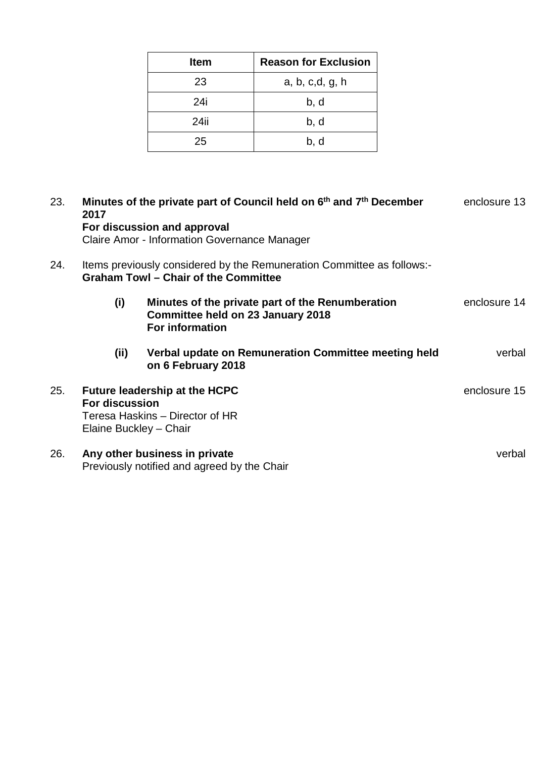| Item | Reason for Exclusion |
|---|---|
| 23 | a, b, c,d, g, h |
| 24i | b, d |
| 24ii | b, d |
| 25 | b, d |

23. **Minutes of the private part of Council held on 6th and 7th December 2017** — enclosure 13
**For discussion and approval**
Claire Amor - Information Governance Manager

24. Items previously considered by the Remuneration Committee as follows:-
**Graham Towl – Chair of the Committee**

    **(i) Minutes of the private part of the Renumberation Committee held on 23 January 2018** — enclosure 14
    **For information**

    **(ii) Verbal update on Remuneration Committee meeting held on 6 February 2018** — verbal

25. **Future leadership at the HCPC** — enclosure 15
**For discussion**
Teresa Haskins – Director of HR
Elaine Buckley – Chair

26. **Any other business in private** — verbal
Previously notified and agreed by the Chair